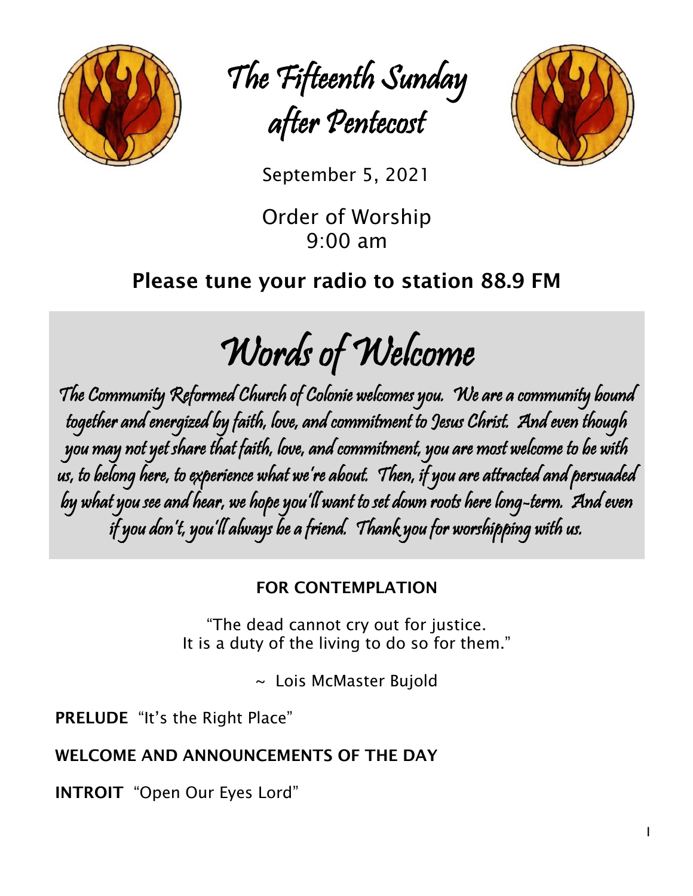# The Fifteenth Sunday after Pentecost

September 5, 2021

Order of Worship
9:00 am

## Please tune your radio to station 88.9 FM

# *Words of Welcome*

*The Community Reformed Church of Colonie welcomes you. We are a community bound together and energized by faith, love, and commitment to Jesus Christ. And even though you may not yet share that faith, love, and commitment, you are most welcome to be with us, to belong here, to experience what we're about. Then, if you are attracted and persuaded by what you see and hear, we hope you'll want to set down roots here long-term. And even if you don't, you'll always be a friend. Thank you for worshipping with us.*

**FOR CONTEMPLATION**

"The dead cannot cry out for justice.
It is a duty of the living to do so for them."

~ Lois McMaster Bujold

**PRELUDE** "It's the Right Place"

**WELCOME AND ANNOUNCEMENTS OF THE DAY**

**INTROIT** "Open Our Eyes Lord"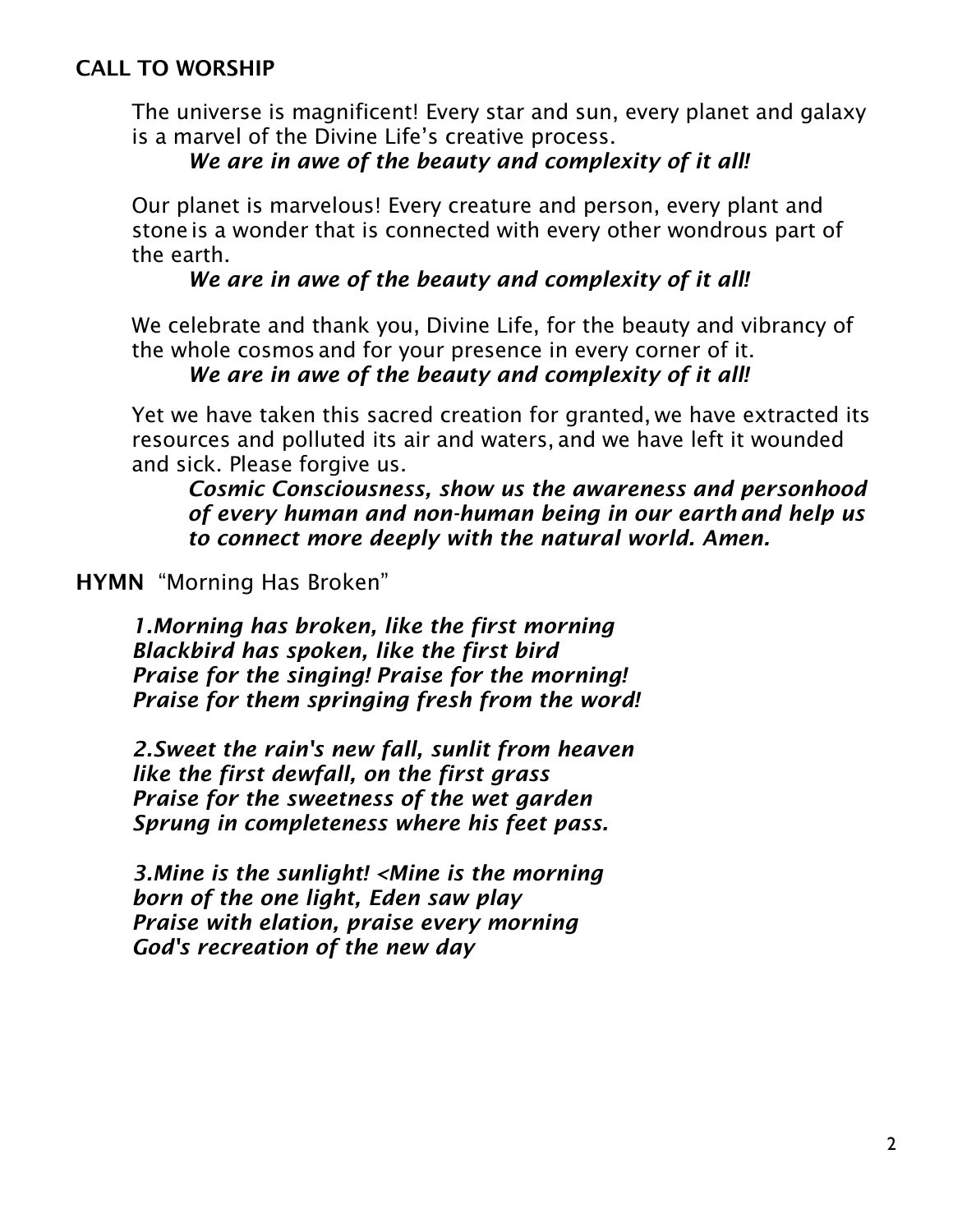**CALL TO WORSHIP**

The universe is magnificent! Every star and sun, every planet and galaxy is a marvel of the Divine Life's creative process.

***We are in awe of the beauty and complexity of it all!***

Our planet is marvelous! Every creature and person, every plant and stone is a wonder that is connected with every other wondrous part of the earth.

***We are in awe of the beauty and complexity of it all!***

We celebrate and thank you, Divine Life, for the beauty and vibrancy of the whole cosmos and for your presence in every corner of it.

***We are in awe of the beauty and complexity of it all!***

Yet we have taken this sacred creation for granted, we have extracted its resources and polluted its air and waters, and we have left it wounded and sick. Please forgive us.

***Cosmic Consciousness, show us the awareness and personhood of every human and non-human being in our earth and help us to connect more deeply with the natural world. Amen.***

**HYMN** "Morning Has Broken"

***1.Morning has broken, like the first morning***
***Blackbird has spoken, like the first bird***
***Praise for the singing! Praise for the morning!***
***Praise for them springing fresh from the word!***

***2.Sweet the rain's new fall, sunlit from heaven***
***like the first dewfall, on the first grass***
***Praise for the sweetness of the wet garden***
***Sprung in completeness where his feet pass.***

***3.Mine is the sunlight! <Mine is the morning***
***born of the one light, Eden saw play***
***Praise with elation, praise every morning***
***God's recreation of the new day***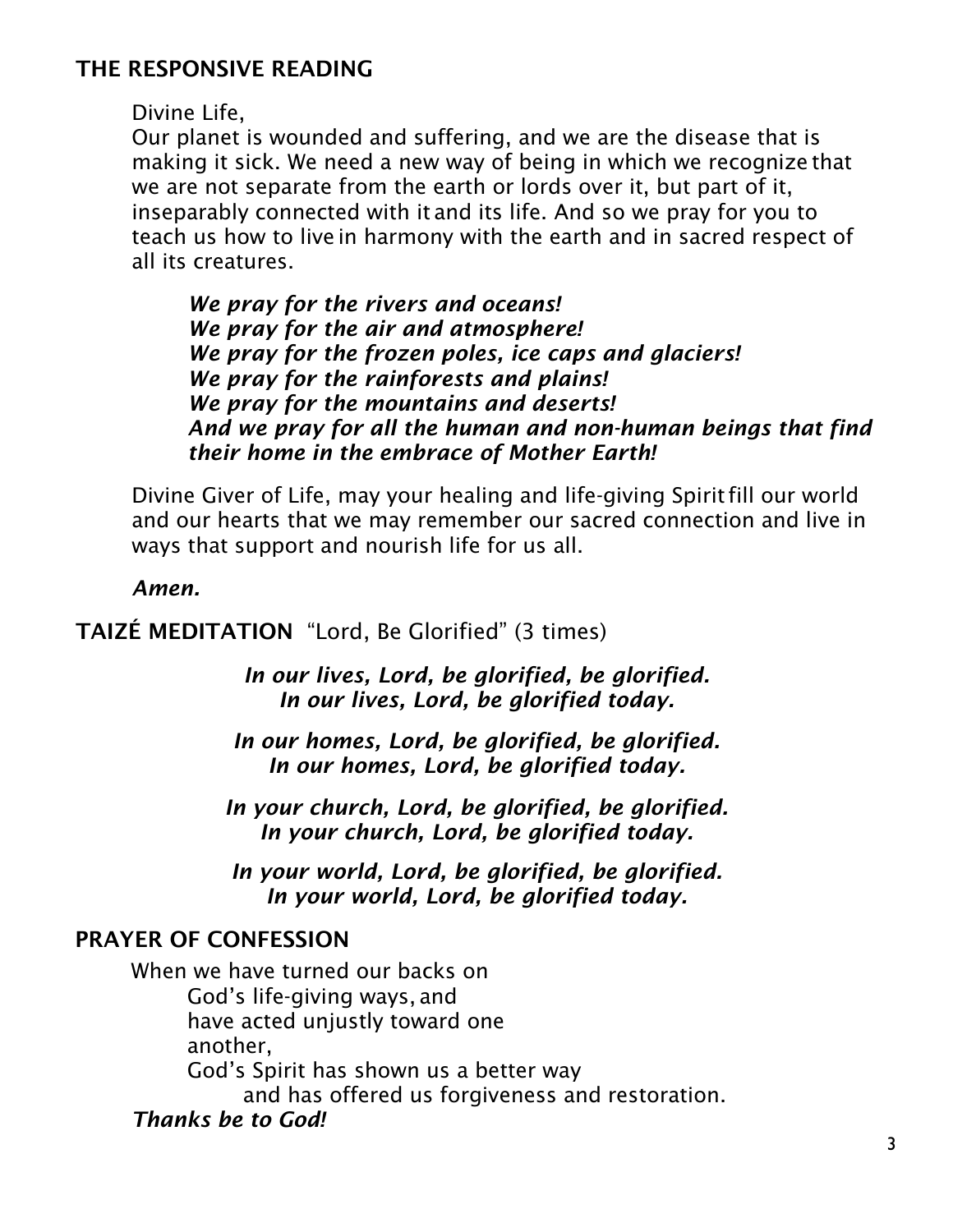## THE RESPONSIVE READING

Divine Life,
Our planet is wounded and suffering, and we are the disease that is making it sick. We need a new way of being in which we recognize that we are not separate from the earth or lords over it, but part of it, inseparably connected with it and its life. And so we pray for you to teach us how to live in harmony with the earth and in sacred respect of all its creatures.

> ***We pray for the rivers and oceans!***
> ***We pray for the air and atmosphere!***
> ***We pray for the frozen poles, ice caps and glaciers!***
> ***We pray for the rainforests and plains!***
> ***We pray for the mountains and deserts!***
> ***And we pray for all the human and non-human beings that find their home in the embrace of Mother Earth!***

Divine Giver of Life, may your healing and life-giving Spirit fill our world and our hearts that we may remember our sacred connection and live in ways that support and nourish life for us all.

***Amen.***

## TAIZÉ MEDITATION "Lord, Be Glorified" (3 times)

***In our lives, Lord, be glorified, be glorified.***
***In our lives, Lord, be glorified today.***

***In our homes, Lord, be glorified, be glorified.***
***In our homes, Lord, be glorified today.***

***In your church, Lord, be glorified, be glorified.***
***In your church, Lord, be glorified today.***

***In your world, Lord, be glorified, be glorified.***
***In your world, Lord, be glorified today.***

## PRAYER OF CONFESSION

When we have turned our backs on
God's life-giving ways, and
have acted unjustly toward one
another,
God's Spirit has shown us a better way
and has offered us forgiveness and restoration.

***Thanks be to God!***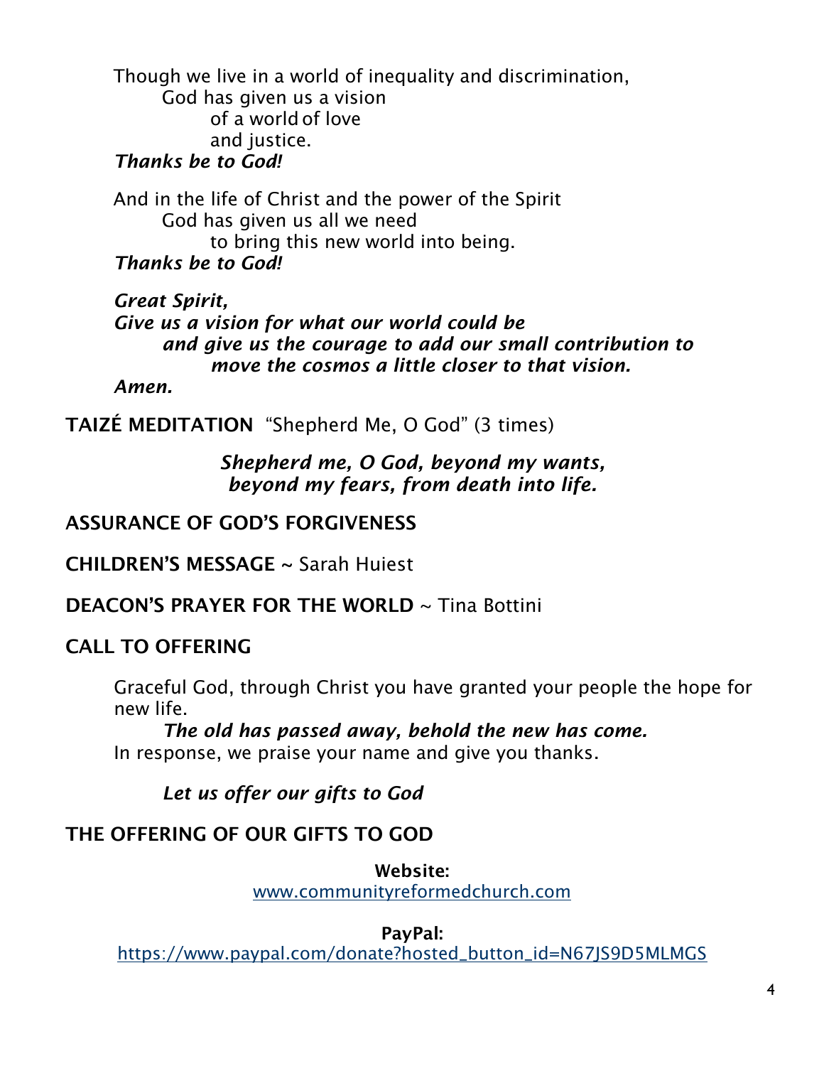Though we live in a world of inequality and discrimination,
God has given us a vision
of a world of love
and justice.
***Thanks be to God!***

And in the life of Christ and the power of the Spirit
God has given us all we need
to bring this new world into being.
***Thanks be to God!***

***Great Spirit,***
***Give us a vision for what our world could be***
***and give us the courage to add our small contribution to***
***move the cosmos a little closer to that vision.***
***Amen.***

**TAIZÉ MEDITATION** "Shepherd Me, O God" (3 times)

***Shepherd me, O God, beyond my wants,***
***beyond my fears, from death into life.***

**ASSURANCE OF GOD'S FORGIVENESS**

**CHILDREN'S MESSAGE** ~ Sarah Huiest

**DEACON'S PRAYER FOR THE WORLD** ~ Tina Bottini

**CALL TO OFFERING**

Graceful God, through Christ you have granted your people the hope for new life.
***The old has passed away, behold the new has come.***
In response, we praise your name and give you thanks.

***Let us offer our gifts to God***

**THE OFFERING OF OUR GIFTS TO GOD**

**Website:**
www.communityreformedchurch.com

**PayPal:**
https://www.paypal.com/donate?hosted_button_id=N67JS9D5MLMGS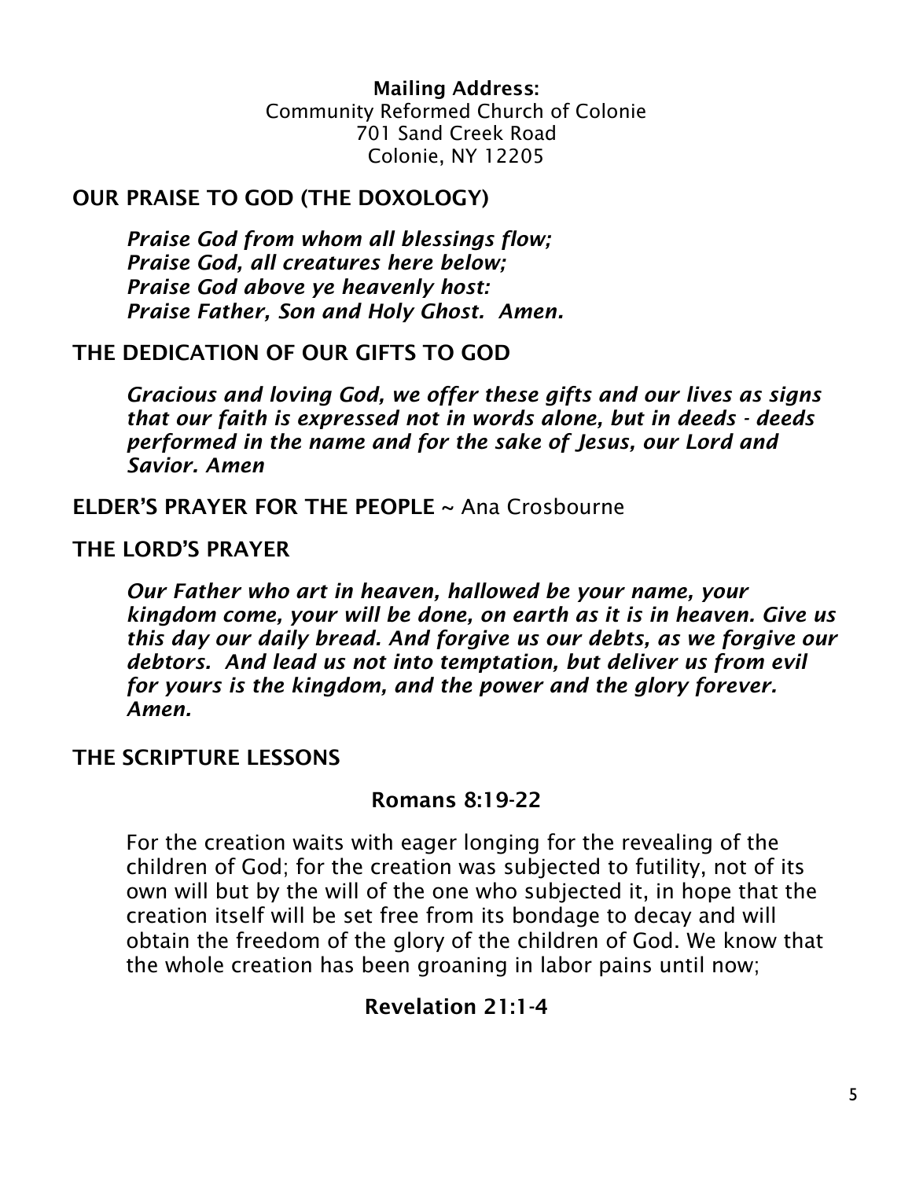**Mailing Address:**
Community Reformed Church of Colonie
701 Sand Creek Road
Colonie, NY 12205

## OUR PRAISE TO GOD (THE DOXOLOGY)

***Praise God from whom all blessings flow;***
***Praise God, all creatures here below;***
***Praise God above ye heavenly host:***
***Praise Father, Son and Holy Ghost. Amen.***

## THE DEDICATION OF OUR GIFTS TO GOD

***Gracious and loving God, we offer these gifts and our lives as signs that our faith is expressed not in words alone, but in deeds - deeds performed in the name and for the sake of Jesus, our Lord and Savior. Amen***

## ELDER'S PRAYER FOR THE PEOPLE ~ Ana Crosbourne

## THE LORD'S PRAYER

***Our Father who art in heaven, hallowed be your name, your kingdom come, your will be done, on earth as it is in heaven. Give us this day our daily bread. And forgive us our debts, as we forgive our debtors. And lead us not into temptation, but deliver us from evil for yours is the kingdom, and the power and the glory forever. Amen.***

## THE SCRIPTURE LESSONS

### Romans 8:19-22

For the creation waits with eager longing for the revealing of the children of God; for the creation was subjected to futility, not of its own will but by the will of the one who subjected it, in hope that the creation itself will be set free from its bondage to decay and will obtain the freedom of the glory of the children of God. We know that the whole creation has been groaning in labor pains until now;

### Revelation 21:1-4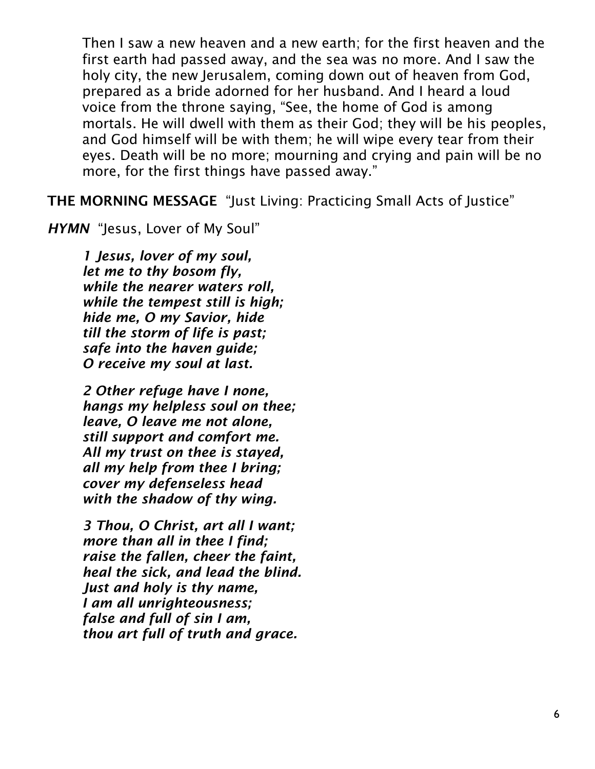Then I saw a new heaven and a new earth; for the first heaven and the first earth had passed away, and the sea was no more. And I saw the holy city, the new Jerusalem, coming down out of heaven from God, prepared as a bride adorned for her husband. And I heard a loud voice from the throne saying, "See, the home of God is among mortals. He will dwell with them as their God; they will be his peoples, and God himself will be with them; he will wipe every tear from their eyes. Death will be no more; mourning and crying and pain will be no more, for the first things have passed away."

**THE MORNING MESSAGE** "Just Living: Practicing Small Acts of Justice"

***HYMN*** "Jesus, Lover of My Soul"

***1 Jesus, lover of my soul,***
***let me to thy bosom fly,***
***while the nearer waters roll,***
***while the tempest still is high;***
***hide me, O my Savior, hide***
***till the storm of life is past;***
***safe into the haven guide;***
***O receive my soul at last.***

***2 Other refuge have I none,***
***hangs my helpless soul on thee;***
***leave, O leave me not alone,***
***still support and comfort me.***
***All my trust on thee is stayed,***
***all my help from thee I bring;***
***cover my defenseless head***
***with the shadow of thy wing.***

***3 Thou, O Christ, art all I want;***
***more than all in thee I find;***
***raise the fallen, cheer the faint,***
***heal the sick, and lead the blind.***
***Just and holy is thy name,***
***I am all unrighteousness;***
***false and full of sin I am,***
***thou art full of truth and grace.***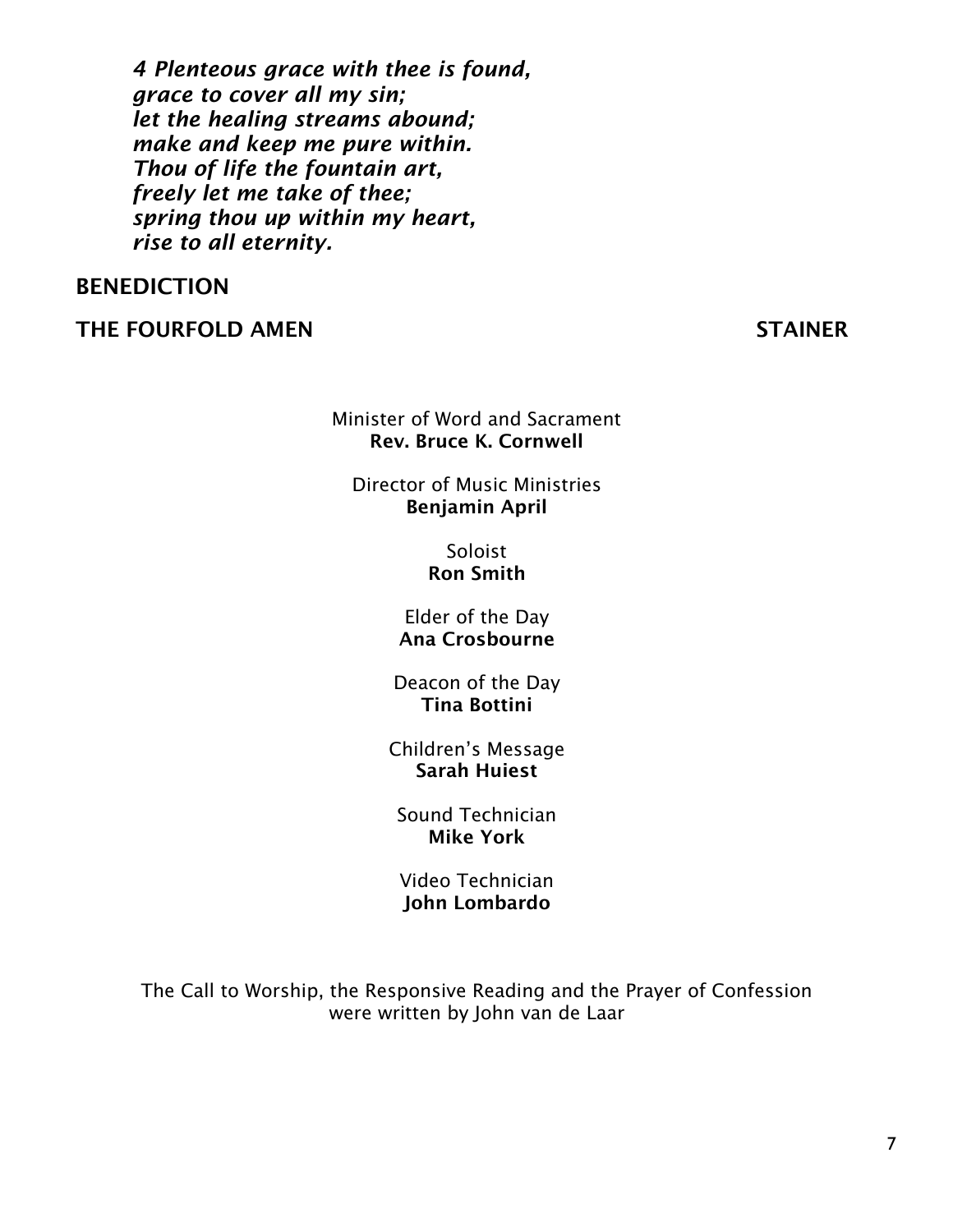*4 Plenteous grace with thee is found,*
*grace to cover all my sin;*
*let the healing streams abound;*
*make and keep me pure within.*
*Thou of life the fountain art,*
*freely let me take of thee;*
*spring thou up within my heart,*
*rise to all eternity.*

**BENEDICTION**

**THE FOURFOLD AMEN** **STAINER**

Minister of Word and Sacrament
**Rev. Bruce K. Cornwell**

Director of Music Ministries
**Benjamin April**

Soloist
**Ron Smith**

Elder of the Day
**Ana Crosbourne**

Deacon of the Day
**Tina Bottini**

Children's Message
**Sarah Huiest**

Sound Technician
**Mike York**

Video Technician
**John Lombardo**

The Call to Worship, the Responsive Reading and the Prayer of Confession were written by John van de Laar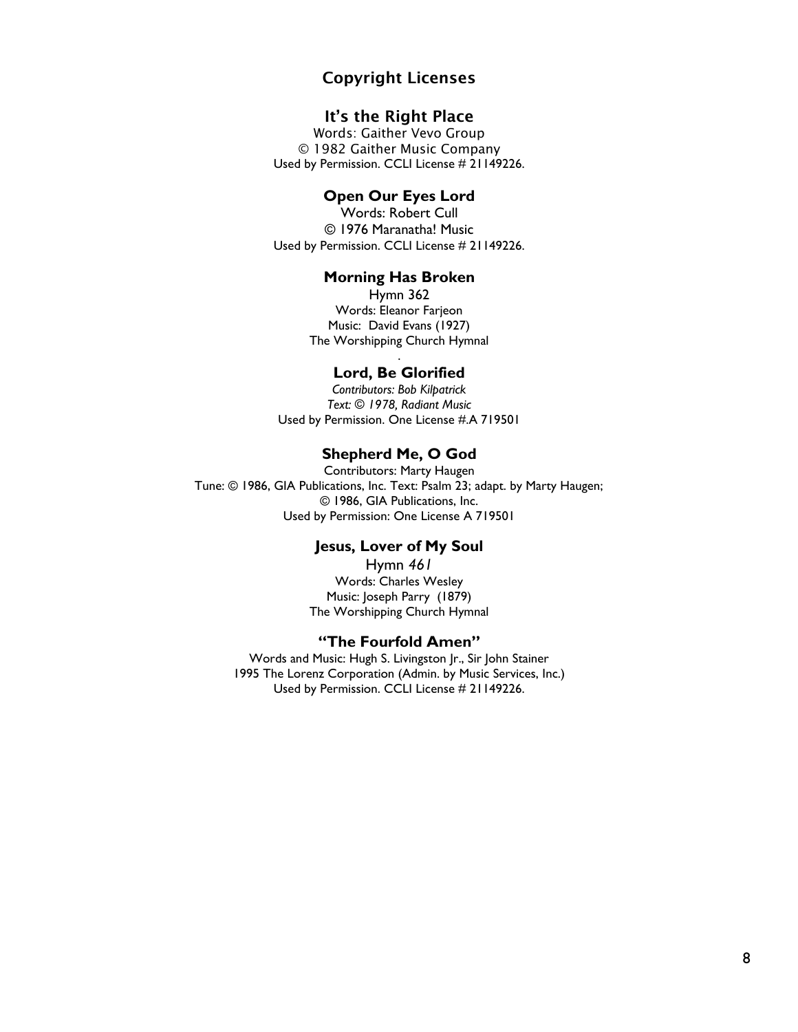## Copyright Licenses

### It's the Right Place

Words: Gaither Vevo Group
© 1982 Gaither Music Company
Used by Permission. CCLI License # 21149226.

### Open Our Eyes Lord

Words: Robert Cull
© 1976 Maranatha! Music
Used by Permission. CCLI License # 21149226.

### Morning Has Broken

Hymn 362
Words: Eleanor Farjeon
Music: David Evans (1927)
The Worshipping Church Hymnal

### Lord, Be Glorified

*Contributors: Bob Kilpatrick*
*Text: © 1978, Radiant Music*
Used by Permission. One License #.A 719501

### Shepherd Me, O God

Contributors: Marty Haugen
Tune: © 1986, GIA Publications, Inc. Text: Psalm 23; adapt. by Marty Haugen;
© 1986, GIA Publications, Inc.
Used by Permission: One License A 719501

### Jesus, Lover of My Soul

Hymn *461*
Words: Charles Wesley
Music: Joseph Parry (1879)
The Worshipping Church Hymnal

### "The Fourfold Amen"

Words and Music: Hugh S. Livingston Jr., Sir John Stainer
1995 The Lorenz Corporation (Admin. by Music Services, Inc.)
Used by Permission. CCLI License # 21149226.